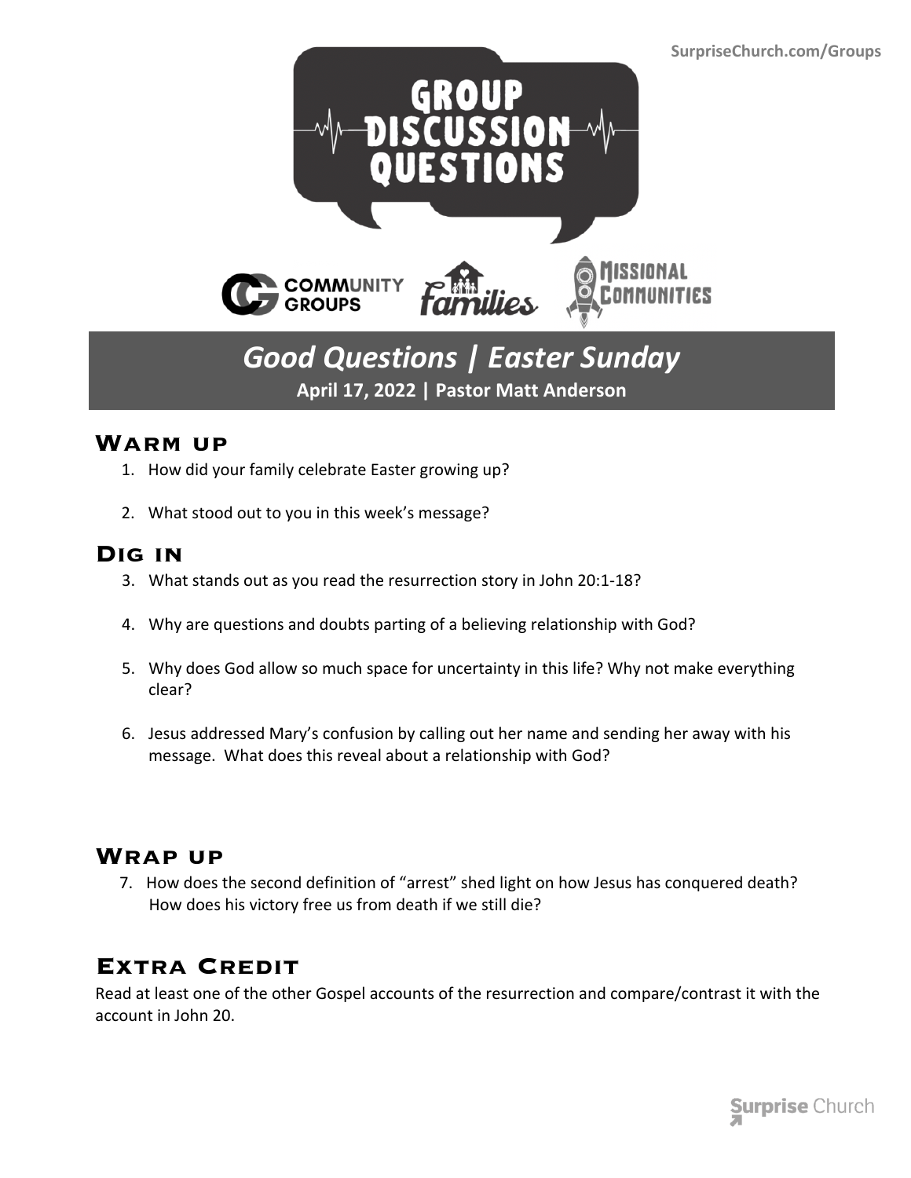SurpriseChurch.com/Groups

# GROUP DISCUSSION QUESTIONS

COMMUNITY GROUPS | Families | MISSIONAL COMMUNITIES

## *Good Questions | Easter Sunday*

**April 17, 2022 | Pastor Matt Anderson**

## Warm up

1. How did your family celebrate Easter growing up?
2. What stood out to you in this week's message?

## Dig in

3. What stands out as you read the resurrection story in John 20:1-18?
4. Why are questions and doubts parting of a believing relationship with God?
5. Why does God allow so much space for uncertainty in this life? Why not make everything clear?
6. Jesus addressed Mary's confusion by calling out her name and sending her away with his message. What does this reveal about a relationship with God?

## Wrap up

7. How does the second definition of "arrest" shed light on how Jesus has conquered death? How does his victory free us from death if we still die?

## Extra Credit

Read at least one of the other Gospel accounts of the resurrection and compare/contrast it with the account in John 20.

Surprise Church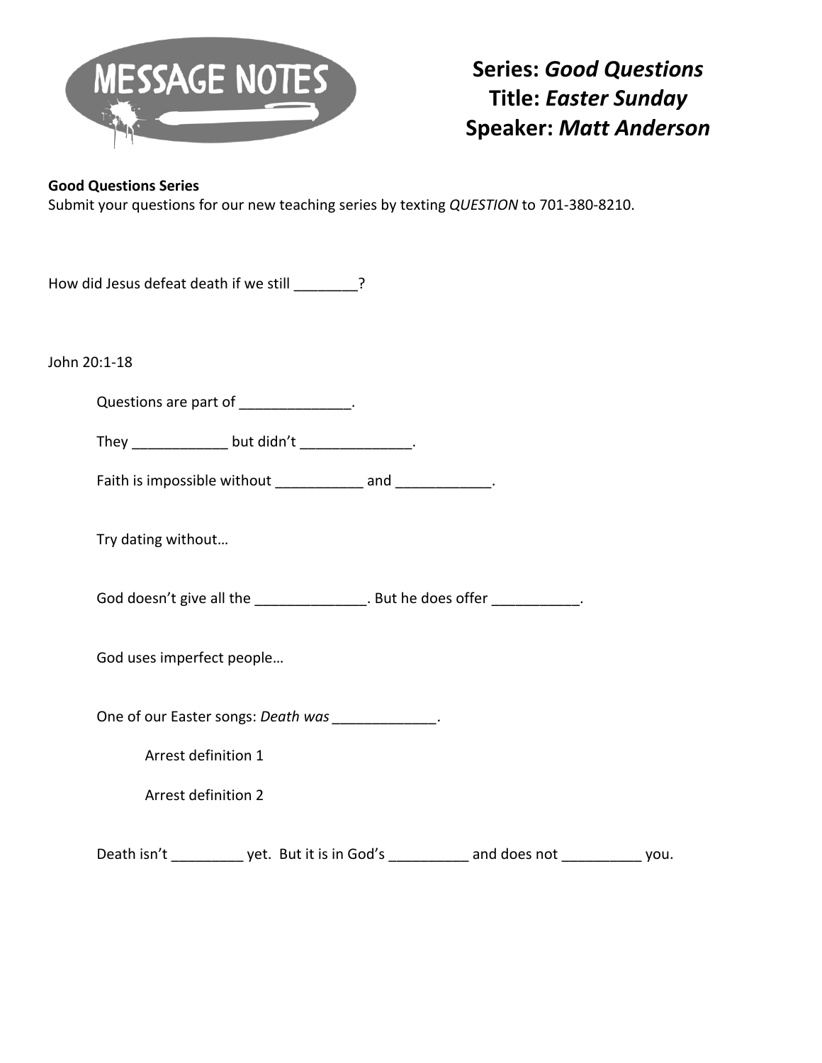MESSAGE NOTES

**Series:** ***Good Questions***
**Title:** ***Easter Sunday***
**Speaker:** ***Matt Anderson***

**Good Questions Series**
Submit your questions for our new teaching series by texting *QUESTION* to 701-380-8210.

How did Jesus defeat death if we still ________?

John 20:1-18

Questions are part of ______________.

They ____________ but didn't ______________.

Faith is impossible without ___________ and ____________.

Try dating without…

God doesn't give all the ______________. But he does offer ___________.

God uses imperfect people…

One of our Easter songs: *Death was* _____________.

Arrest definition 1

Arrest definition 2

Death isn't _________ yet. But it is in God's __________ and does not __________ you.